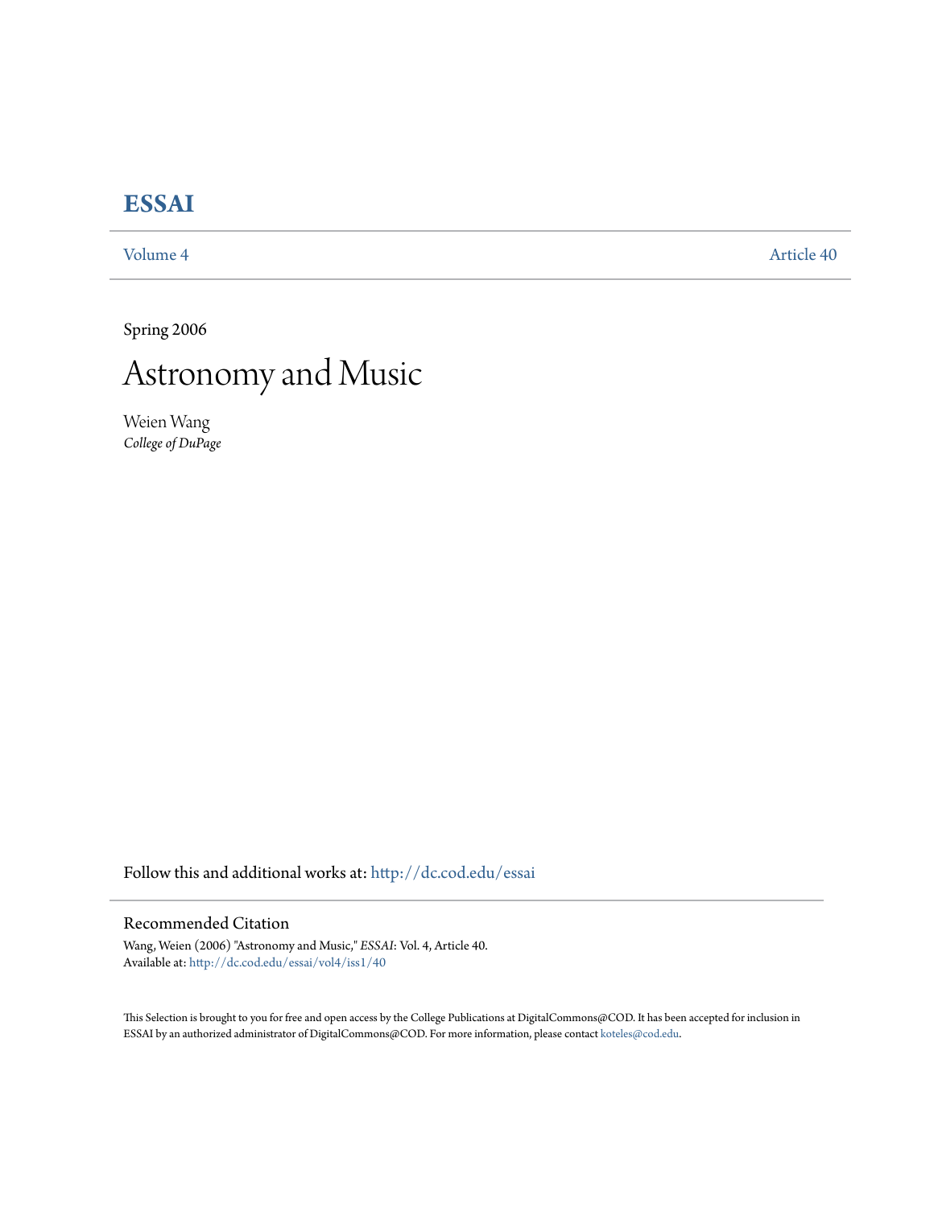# ESSAI

Volume 4 Article 40

Spring 2006

# Astronomy and Music

Weien Wang
*College of DuPage*

Follow this and additional works at: http://dc.cod.edu/essai

## Recommended Citation

Wang, Weien (2006) "Astronomy and Music," *ESSAI*: Vol. 4, Article 40.
Available at: http://dc.cod.edu/essai/vol4/iss1/40

This Selection is brought to you for free and open access by the College Publications at DigitalCommons@COD. It has been accepted for inclusion in ESSAI by an authorized administrator of DigitalCommons@COD. For more information, please contact koteles@cod.edu.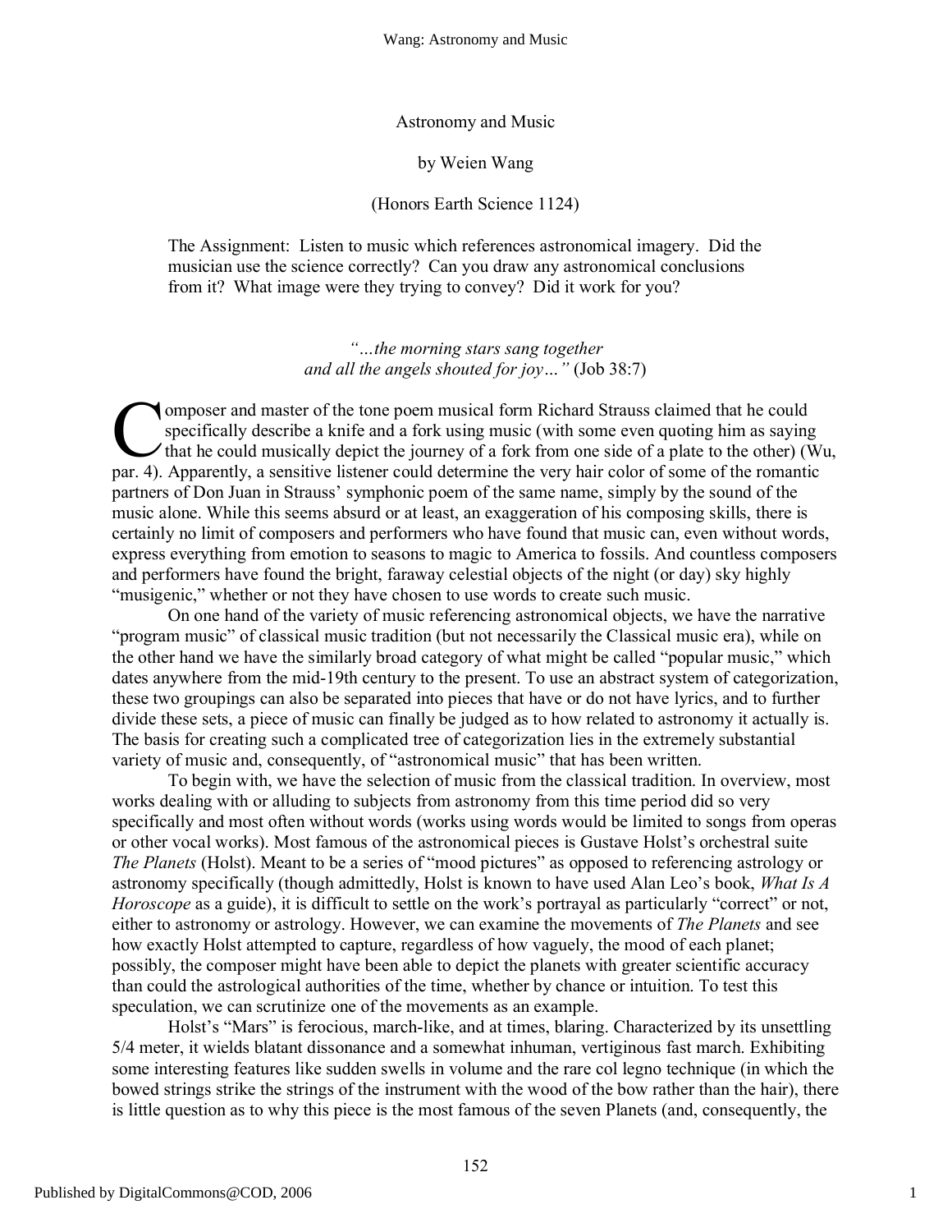Astronomy and Music

by Weien Wang

(Honors Earth Science 1124)

The Assignment: Listen to music which references astronomical imagery. Did the musician use the science correctly? Can you draw any astronomical conclusions from it? What image were they trying to convey? Did it work for you?

*"…the morning stars sang together and all the angels shouted for joy…"* (Job 38:7)

Composer and master of the tone poem musical form Richard Strauss claimed that he could specifically describe a knife and a fork using music (with some even quoting him as saying that he could musically depict the journey of a fork from one side of a plate to the other) (Wu, par. 4). Apparently, a sensitive listener could determine the very hair color of some of the romantic partners of Don Juan in Strauss' symphonic poem of the same name, simply by the sound of the music alone. While this seems absurd or at least, an exaggeration of his composing skills, there is certainly no limit of composers and performers who have found that music can, even without words, express everything from emotion to seasons to magic to America to fossils. And countless composers and performers have found the bright, faraway celestial objects of the night (or day) sky highly "musigenic," whether or not they have chosen to use words to create such music.

On one hand of the variety of music referencing astronomical objects, we have the narrative "program music" of classical music tradition (but not necessarily the Classical music era), while on the other hand we have the similarly broad category of what might be called "popular music," which dates anywhere from the mid-19th century to the present. To use an abstract system of categorization, these two groupings can also be separated into pieces that have or do not have lyrics, and to further divide these sets, a piece of music can finally be judged as to how related to astronomy it actually is. The basis for creating such a complicated tree of categorization lies in the extremely substantial variety of music and, consequently, of "astronomical music" that has been written.

To begin with, we have the selection of music from the classical tradition. In overview, most works dealing with or alluding to subjects from astronomy from this time period did so very specifically and most often without words (works using words would be limited to songs from operas or other vocal works). Most famous of the astronomical pieces is Gustave Holst's orchestral suite *The Planets* (Holst). Meant to be a series of "mood pictures" as opposed to referencing astrology or astronomy specifically (though admittedly, Holst is known to have used Alan Leo's book, *What Is A Horoscope* as a guide), it is difficult to settle on the work's portrayal as particularly "correct" or not, either to astronomy or astrology. However, we can examine the movements of *The Planets* and see how exactly Holst attempted to capture, regardless of how vaguely, the mood of each planet; possibly, the composer might have been able to depict the planets with greater scientific accuracy than could the astrological authorities of the time, whether by chance or intuition. To test this speculation, we can scrutinize one of the movements as an example.

Holst's "Mars" is ferocious, march-like, and at times, blaring. Characterized by its unsettling 5/4 meter, it wields blatant dissonance and a somewhat inhuman, vertiginous fast march. Exhibiting some interesting features like sudden swells in volume and the rare col legno technique (in which the bowed strings strike the strings of the instrument with the wood of the bow rather than the hair), there is little question as to why this piece is the most famous of the seven Planets (and, consequently, the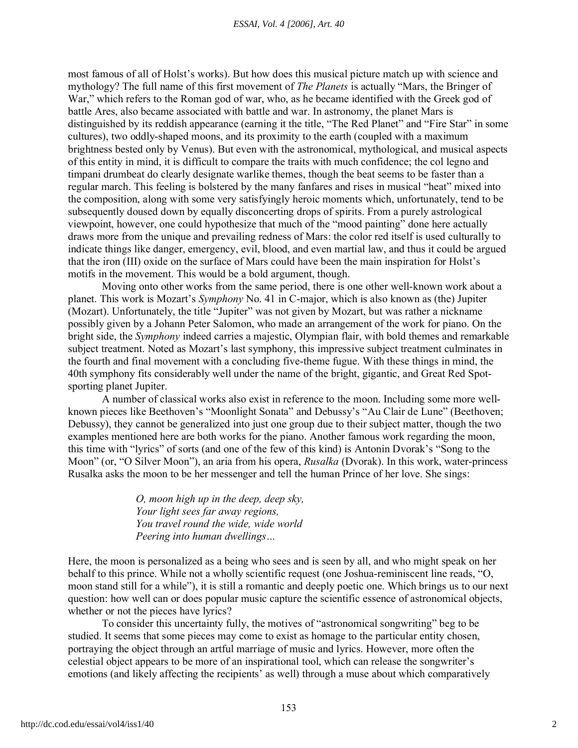most famous of all of Holst's works). But how does this musical picture match up with science and mythology? The full name of this first movement of *The Planets* is actually "Mars, the Bringer of War," which refers to the Roman god of war, who, as he became identified with the Greek god of battle Ares, also became associated with battle and war. In astronomy, the planet Mars is distinguished by its reddish appearance (earning it the title, "The Red Planet" and "Fire Star" in some cultures), two oddly-shaped moons, and its proximity to the earth (coupled with a maximum brightness bested only by Venus). But even with the astronomical, mythological, and musical aspects of this entity in mind, it is difficult to compare the traits with much confidence; the col legno and timpani drumbeat do clearly designate warlike themes, though the beat seems to be faster than a regular march. This feeling is bolstered by the many fanfares and rises in musical "heat" mixed into the composition, along with some very satisfyingly heroic moments which, unfortunately, tend to be subsequently doused down by equally disconcerting drops of spirits. From a purely astrological viewpoint, however, one could hypothesize that much of the "mood painting" done here actually draws more from the unique and prevailing redness of Mars: the color red itself is used culturally to indicate things like danger, emergency, evil, blood, and even martial law, and thus it could be argued that the iron (III) oxide on the surface of Mars could have been the main inspiration for Holst's motifs in the movement. This would be a bold argument, though.

Moving onto other works from the same period, there is one other well-known work about a planet. This work is Mozart's *Symphony* No. 41 in C-major, which is also known as (the) Jupiter (Mozart). Unfortunately, the title "Jupiter" was not given by Mozart, but was rather a nickname possibly given by a Johann Peter Salomon, who made an arrangement of the work for piano. On the bright side, the *Symphony* indeed carries a majestic, Olympian flair, with bold themes and remarkable subject treatment. Noted as Mozart's last symphony, this impressive subject treatment culminates in the fourth and final movement with a concluding five-theme fugue. With these things in mind, the 40th symphony fits considerably well under the name of the bright, gigantic, and Great Red Spot-sporting planet Jupiter.

A number of classical works also exist in reference to the moon. Including some more well-known pieces like Beethoven's "Moonlight Sonata" and Debussy's "Au Clair de Lune" (Beethoven; Debussy), they cannot be generalized into just one group due to their subject matter, though the two examples mentioned here are both works for the piano. Another famous work regarding the moon, this time with "lyrics" of sorts (and one of the few of this kind) is Antonin Dvorak's "Song to the Moon" (or, "O Silver Moon"), an aria from his opera, *Rusalka* (Dvorak). In this work, water-princess Rusalka asks the moon to be her messenger and tell the human Prince of her love. She sings:

> *O, moon high up in the deep, deep sky,*
> *Your light sees far away regions,*
> *You travel round the wide, wide world*
> *Peering into human dwellings…*

Here, the moon is personalized as a being who sees and is seen by all, and who might speak on her behalf to this prince. While not a wholly scientific request (one Joshua-reminiscent line reads, "O, moon stand still for a while"), it is still a romantic and deeply poetic one. Which brings us to our next question: how well can or does popular music capture the scientific essence of astronomical objects, whether or not the pieces have lyrics?

To consider this uncertainty fully, the motives of "astronomical songwriting" beg to be studied. It seems that some pieces may come to exist as homage to the particular entity chosen, portraying the object through an artful marriage of music and lyrics. However, more often the celestial object appears to be more of an inspirational tool, which can release the songwriter's emotions (and likely affecting the recipients' as well) through a muse about which comparatively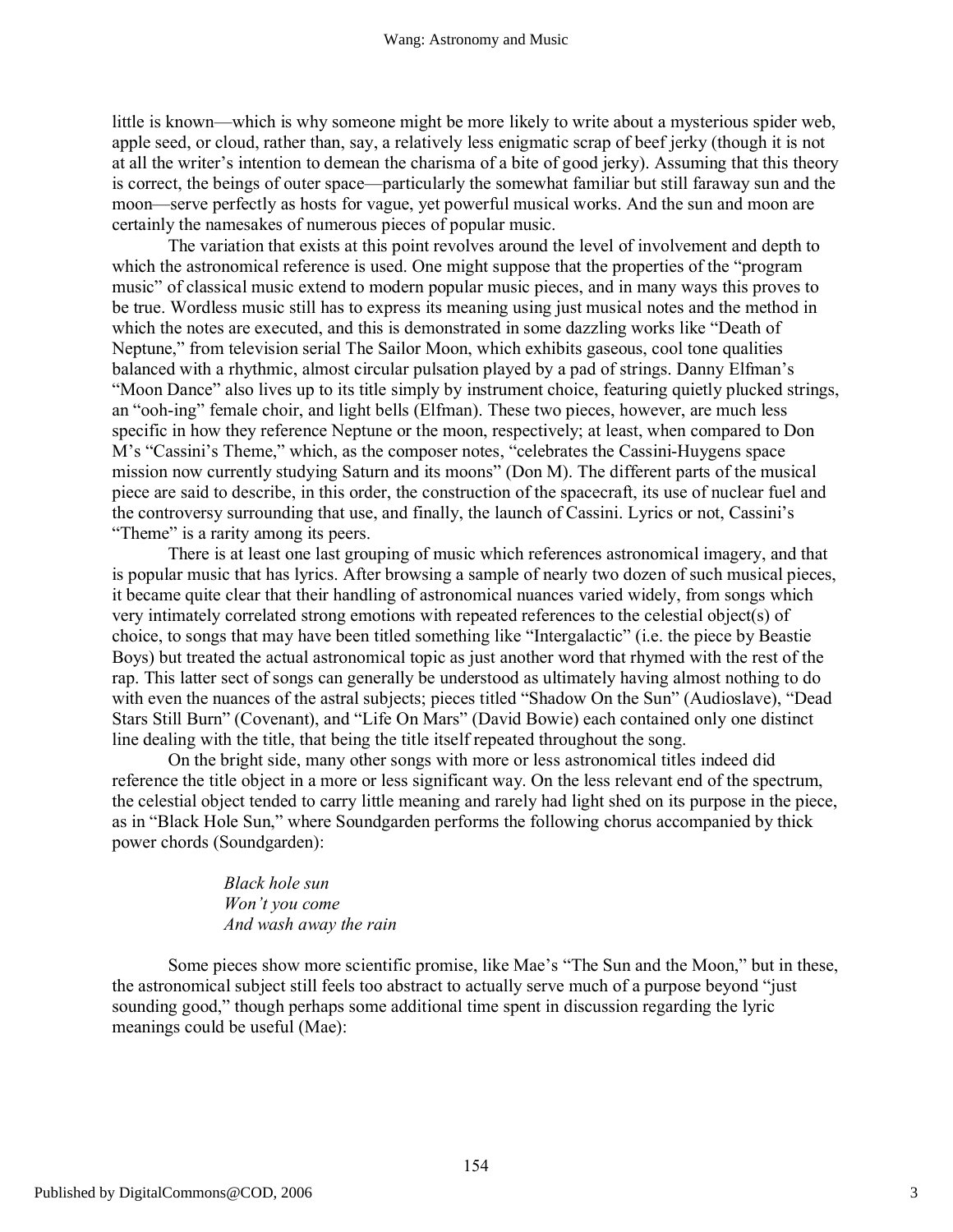little is known—which is why someone might be more likely to write about a mysterious spider web, apple seed, or cloud, rather than, say, a relatively less enigmatic scrap of beef jerky (though it is not at all the writer's intention to demean the charisma of a bite of good jerky). Assuming that this theory is correct, the beings of outer space—particularly the somewhat familiar but still faraway sun and the moon—serve perfectly as hosts for vague, yet powerful musical works. And the sun and moon are certainly the namesakes of numerous pieces of popular music.

The variation that exists at this point revolves around the level of involvement and depth to which the astronomical reference is used. One might suppose that the properties of the "program music" of classical music extend to modern popular music pieces, and in many ways this proves to be true. Wordless music still has to express its meaning using just musical notes and the method in which the notes are executed, and this is demonstrated in some dazzling works like "Death of Neptune," from television serial The Sailor Moon, which exhibits gaseous, cool tone qualities balanced with a rhythmic, almost circular pulsation played by a pad of strings. Danny Elfman's "Moon Dance" also lives up to its title simply by instrument choice, featuring quietly plucked strings, an "ooh-ing" female choir, and light bells (Elfman). These two pieces, however, are much less specific in how they reference Neptune or the moon, respectively; at least, when compared to Don M's "Cassini's Theme," which, as the composer notes, "celebrates the Cassini-Huygens space mission now currently studying Saturn and its moons" (Don M). The different parts of the musical piece are said to describe, in this order, the construction of the spacecraft, its use of nuclear fuel and the controversy surrounding that use, and finally, the launch of Cassini. Lyrics or not, Cassini's "Theme" is a rarity among its peers.

There is at least one last grouping of music which references astronomical imagery, and that is popular music that has lyrics. After browsing a sample of nearly two dozen of such musical pieces, it became quite clear that their handling of astronomical nuances varied widely, from songs which very intimately correlated strong emotions with repeated references to the celestial object(s) of choice, to songs that may have been titled something like "Intergalactic" (i.e. the piece by Beastie Boys) but treated the actual astronomical topic as just another word that rhymed with the rest of the rap. This latter sect of songs can generally be understood as ultimately having almost nothing to do with even the nuances of the astral subjects; pieces titled "Shadow On the Sun" (Audioslave), "Dead Stars Still Burn" (Covenant), and "Life On Mars" (David Bowie) each contained only one distinct line dealing with the title, that being the title itself repeated throughout the song.

On the bright side, many other songs with more or less astronomical titles indeed did reference the title object in a more or less significant way. On the less relevant end of the spectrum, the celestial object tended to carry little meaning and rarely had light shed on its purpose in the piece, as in "Black Hole Sun," where Soundgarden performs the following chorus accompanied by thick power chords (Soundgarden):

> *Black hole sun*
> *Won't you come*
> *And wash away the rain*

Some pieces show more scientific promise, like Mae's "The Sun and the Moon," but in these, the astronomical subject still feels too abstract to actually serve much of a purpose beyond "just sounding good," though perhaps some additional time spent in discussion regarding the lyric meanings could be useful (Mae):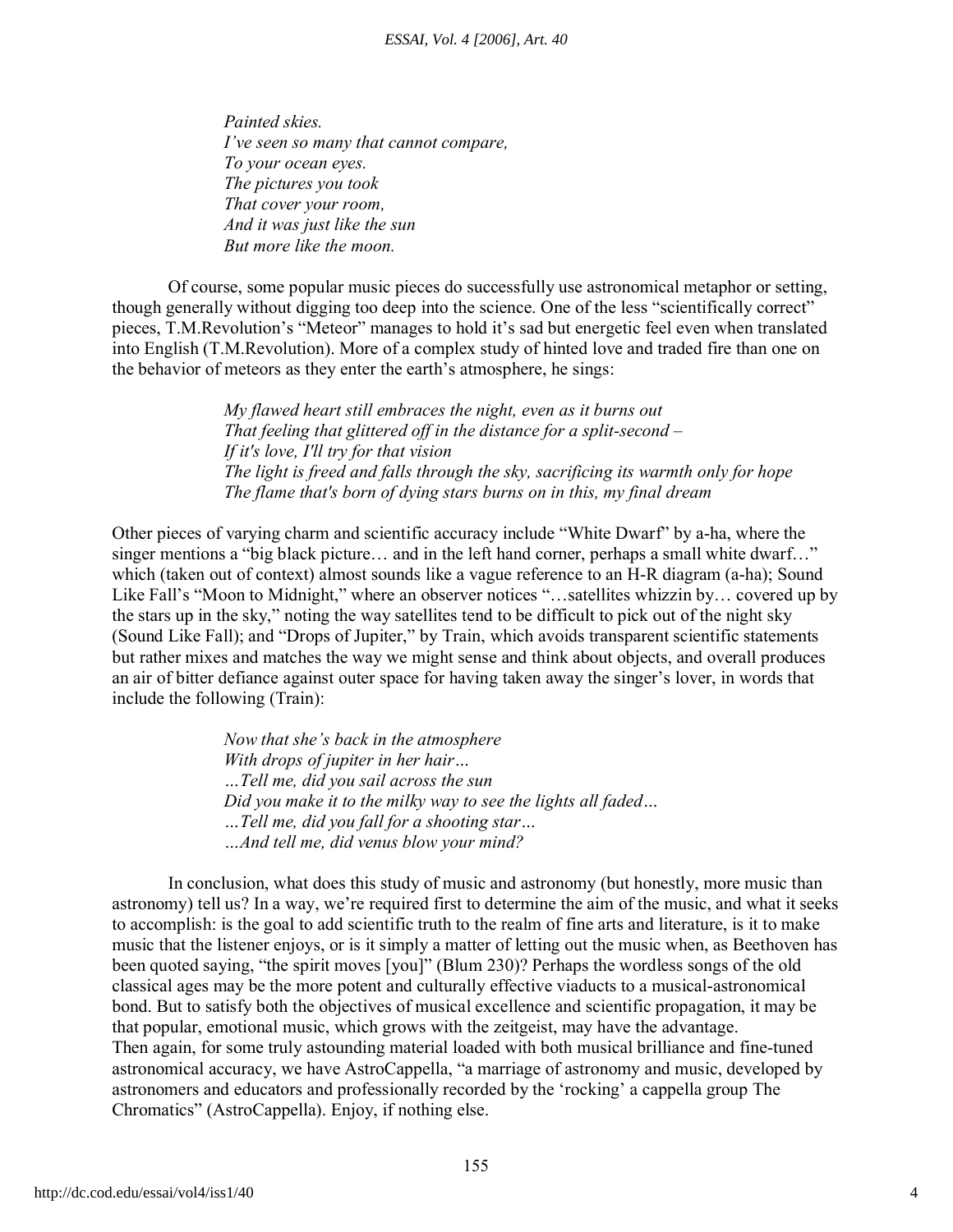*Painted skies.*
*I've seen so many that cannot compare,*
*To your ocean eyes.*
*The pictures you took*
*That cover your room,*
*And it was just like the sun*
*But more like the moon.*

Of course, some popular music pieces do successfully use astronomical metaphor or setting, though generally without digging too deep into the science. One of the less "scientifically correct" pieces, T.M.Revolution's "Meteor" manages to hold it's sad but energetic feel even when translated into English (T.M.Revolution). More of a complex study of hinted love and traded fire than one on the behavior of meteors as they enter the earth's atmosphere, he sings:

*My flawed heart still embraces the night, even as it burns out*
*That feeling that glittered off in the distance for a split-second –*
*If it's love, I'll try for that vision*
*The light is freed and falls through the sky, sacrificing its warmth only for hope*
*The flame that's born of dying stars burns on in this, my final dream*

Other pieces of varying charm and scientific accuracy include "White Dwarf" by a-ha, where the singer mentions a "big black picture… and in the left hand corner, perhaps a small white dwarf…" which (taken out of context) almost sounds like a vague reference to an H-R diagram (a-ha); Sound Like Fall's "Moon to Midnight," where an observer notices "…satellites whizzin by… covered up by the stars up in the sky," noting the way satellites tend to be difficult to pick out of the night sky (Sound Like Fall); and "Drops of Jupiter," by Train, which avoids transparent scientific statements but rather mixes and matches the way we might sense and think about objects, and overall produces an air of bitter defiance against outer space for having taken away the singer's lover, in words that include the following (Train):

*Now that she's back in the atmosphere*
*With drops of jupiter in her hair…*
*…Tell me, did you sail across the sun*
*Did you make it to the milky way to see the lights all faded…*
*…Tell me, did you fall for a shooting star…*
*…And tell me, did venus blow your mind?*

In conclusion, what does this study of music and astronomy (but honestly, more music than astronomy) tell us? In a way, we're required first to determine the aim of the music, and what it seeks to accomplish: is the goal to add scientific truth to the realm of fine arts and literature, is it to make music that the listener enjoys, or is it simply a matter of letting out the music when, as Beethoven has been quoted saying, "the spirit moves [you]" (Blum 230)? Perhaps the wordless songs of the old classical ages may be the more potent and culturally effective viaducts to a musical-astronomical bond. But to satisfy both the objectives of musical excellence and scientific propagation, it may be that popular, emotional music, which grows with the zeitgeist, may have the advantage.
Then again, for some truly astounding material loaded with both musical brilliance and fine-tuned astronomical accuracy, we have AstroCappella, "a marriage of astronomy and music, developed by astronomers and educators and professionally recorded by the 'rocking' a cappella group The Chromatics" (AstroCappella). Enjoy, if nothing else.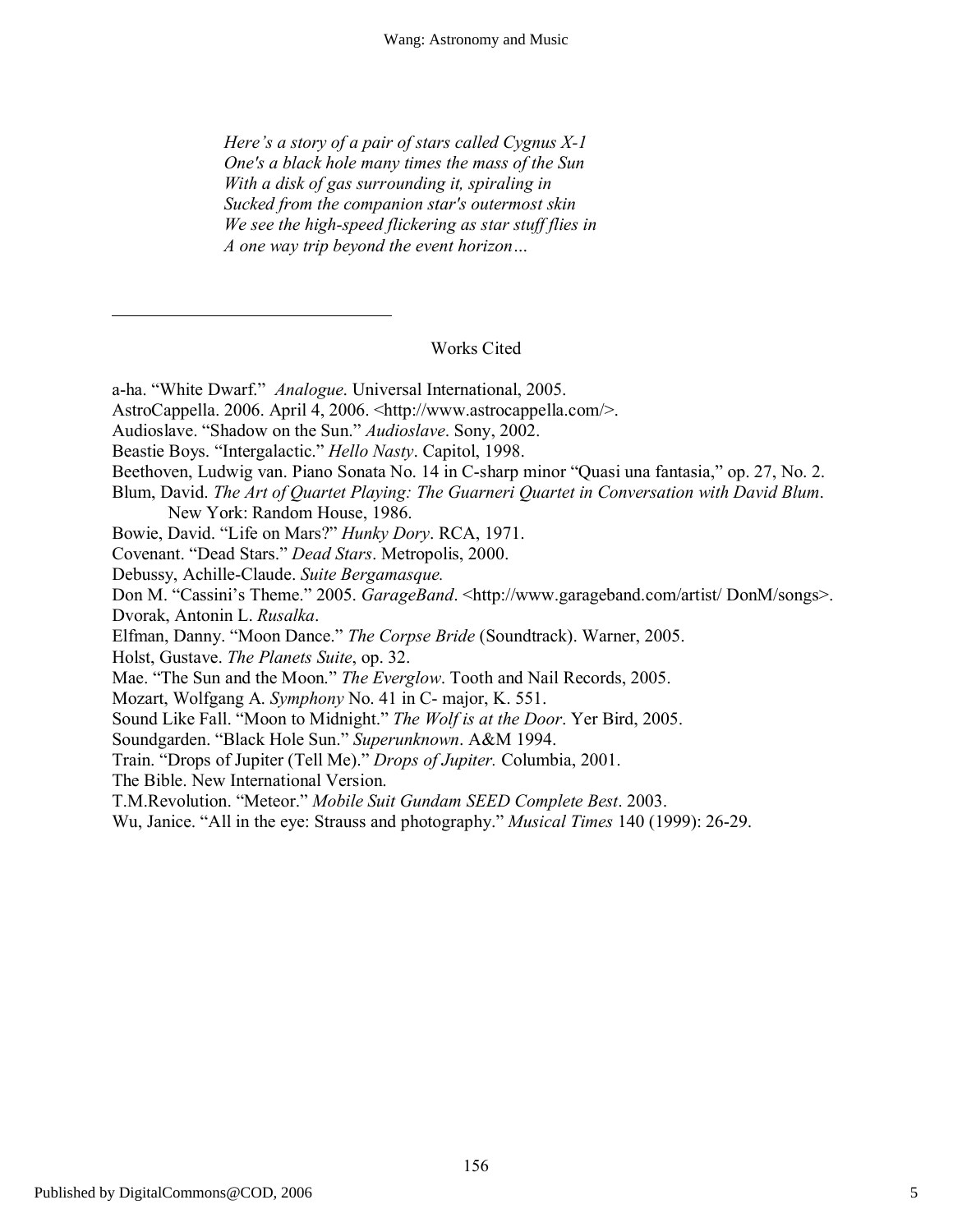*Here's a story of a pair of stars called Cygnus X-1*
*One's a black hole many times the mass of the Sun*
*With a disk of gas surrounding it, spiraling in*
*Sucked from the companion star's outermost skin*
*We see the high-speed flickering as star stuff flies in*
*A one way trip beyond the event horizon…*

---

## Works Cited

a-ha. "White Dwarf." *Analogue*. Universal International, 2005.

AstroCappella. 2006. April 4, 2006. <http://www.astrocappella.com/>.

Audioslave. "Shadow on the Sun." *Audioslave*. Sony, 2002.

Beastie Boys. "Intergalactic." *Hello Nasty*. Capitol, 1998.

Beethoven, Ludwig van. Piano Sonata No. 14 in C-sharp minor "Quasi una fantasia," op. 27, No. 2.

Blum, David. *The Art of Quartet Playing: The Guarneri Quartet in Conversation with David Blum*. New York: Random House, 1986.

Bowie, David. "Life on Mars?" *Hunky Dory*. RCA, 1971.

Covenant. "Dead Stars." *Dead Stars*. Metropolis, 2000.

Debussy, Achille-Claude. *Suite Bergamasque.*

Don M. "Cassini's Theme." 2005. *GarageBand*. <http://www.garageband.com/artist/ DonM/songs>.

Dvorak, Antonin L. *Rusalka*.

Elfman, Danny. "Moon Dance." *The Corpse Bride* (Soundtrack). Warner, 2005.

Holst, Gustave. *The Planets Suite*, op. 32.

Mae. "The Sun and the Moon." *The Everglow*. Tooth and Nail Records, 2005.

Mozart, Wolfgang A. *Symphony* No. 41 in C- major, K. 551.

Sound Like Fall. "Moon to Midnight." *The Wolf is at the Door*. Yer Bird, 2005.

Soundgarden. "Black Hole Sun." *Superunknown*. A&M 1994.

Train. "Drops of Jupiter (Tell Me)." *Drops of Jupiter.* Columbia, 2001.

The Bible. New International Version.

T.M.Revolution. "Meteor." *Mobile Suit Gundam SEED Complete Best*. 2003.

Wu, Janice. "All in the eye: Strauss and photography." *Musical Times* 140 (1999): 26-29.